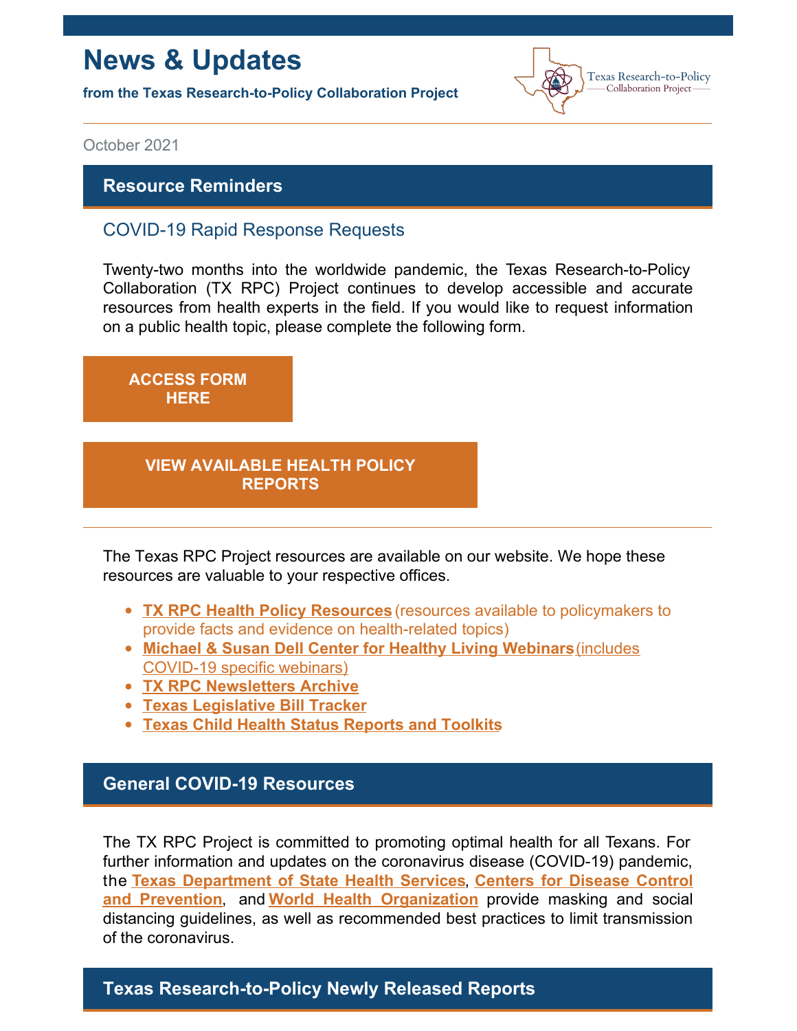# News & Updates

**from the Texas Research-to-Policy Collaboration Project**

Texas Research-to-Policy Collaboration Project

October 2021

## Resource Reminders

### COVID-19 Rapid Response Requests

Twenty-two months into the worldwide pandemic, the Texas Research-to-Policy Collaboration (TX RPC) Project continues to develop accessible and accurate resources from health experts in the field. If you would like to request information on a public health topic, please complete the following form.

**ACCESS FORM HERE**

**VIEW AVAILABLE HEALTH POLICY REPORTS**

---

The Texas RPC Project resources are available on our website. We hope these resources are valuable to your respective offices.

- **TX RPC Health Policy Resources** (resources available to policymakers to provide facts and evidence on health-related topics)
- **Michael & Susan Dell Center for Healthy Living Webinars** (includes COVID-19 specific webinars)
- **TX RPC Newsletters Archive**
- **Texas Legislative Bill Tracker**
- **Texas Child Health Status Reports and Toolkits**

## General COVID-19 Resources

The TX RPC Project is committed to promoting optimal health for all Texans. For further information and updates on the coronavirus disease (COVID-19) pandemic, the **Texas Department of State Health Services**, **Centers for Disease Control and Prevention**, and **World Health Organization** provide masking and social distancing guidelines, as well as recommended best practices to limit transmission of the coronavirus.

## Texas Research-to-Policy Newly Released Reports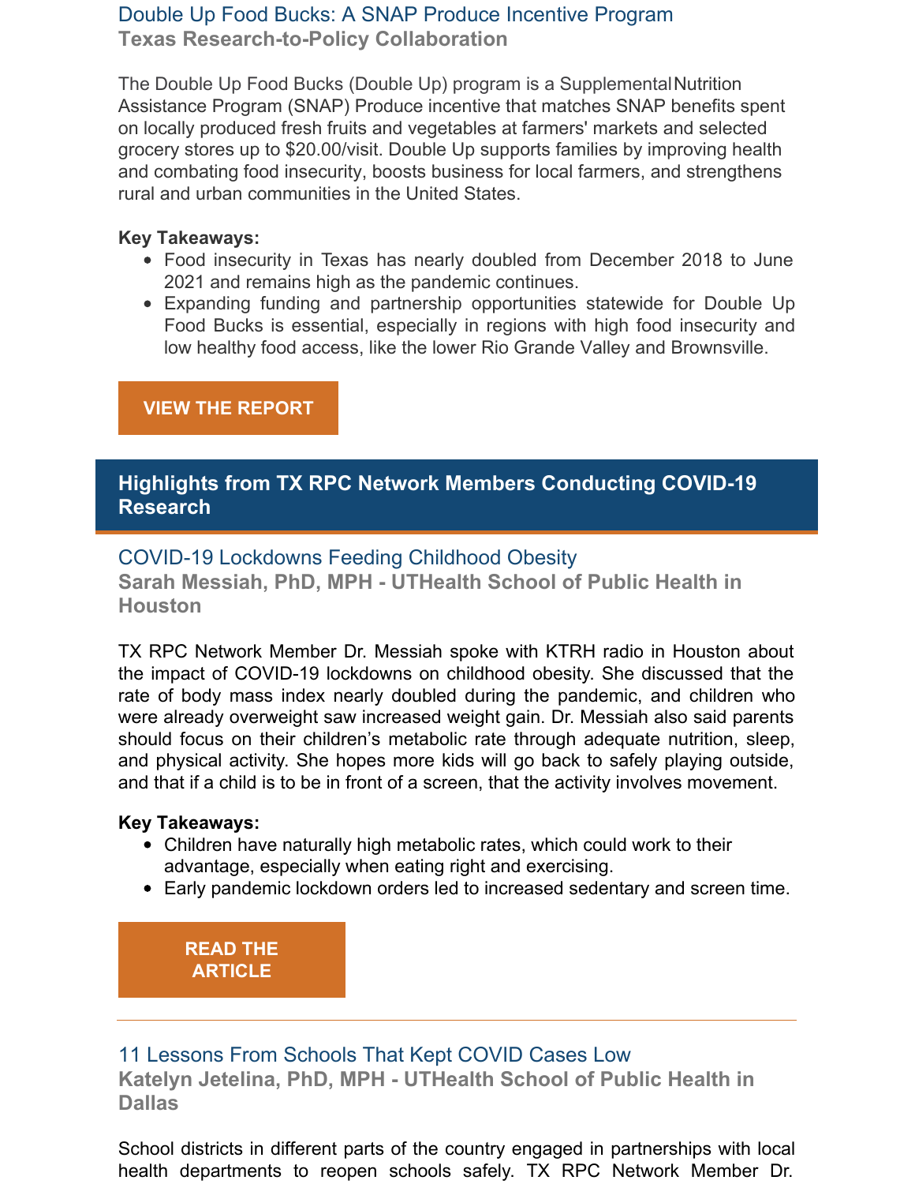### Double Up Food Bucks: A SNAP Produce Incentive Program

**Texas Research-to-Policy Collaboration**

The Double Up Food Bucks (Double Up) program is a Supplemental Nutrition Assistance Program (SNAP) Produce incentive that matches SNAP benefits spent on locally produced fresh fruits and vegetables at farmers' markets and selected grocery stores up to $20.00/visit. Double Up supports families by improving health and combating food insecurity, boosts business for local farmers, and strengthens rural and urban communities in the United States.

**Key Takeaways:**

- Food insecurity in Texas has nearly doubled from December 2018 to June 2021 and remains high as the pandemic continues.
- Expanding funding and partnership opportunities statewide for Double Up Food Bucks is essential, especially in regions with high food insecurity and low healthy food access, like the lower Rio Grande Valley and Brownsville.

**VIEW THE REPORT**

## Highlights from TX RPC Network Members Conducting COVID-19 Research

### COVID-19 Lockdowns Feeding Childhood Obesity

**Sarah Messiah, PhD, MPH - UTHealth School of Public Health in Houston**

TX RPC Network Member Dr. Messiah spoke with KTRH radio in Houston about the impact of COVID-19 lockdowns on childhood obesity. She discussed that the rate of body mass index nearly doubled during the pandemic, and children who were already overweight saw increased weight gain. Dr. Messiah also said parents should focus on their children's metabolic rate through adequate nutrition, sleep, and physical activity. She hopes more kids will go back to safely playing outside, and that if a child is to be in front of a screen, that the activity involves movement.

**Key Takeaways:**

- Children have naturally high metabolic rates, which could work to their advantage, especially when eating right and exercising.
- Early pandemic lockdown orders led to increased sedentary and screen time.

**READ THE ARTICLE**

---

### 11 Lessons From Schools That Kept COVID Cases Low

**Katelyn Jetelina, PhD, MPH - UTHealth School of Public Health in Dallas**

School districts in different parts of the country engaged in partnerships with local health departments to reopen schools safely. TX RPC Network Member Dr.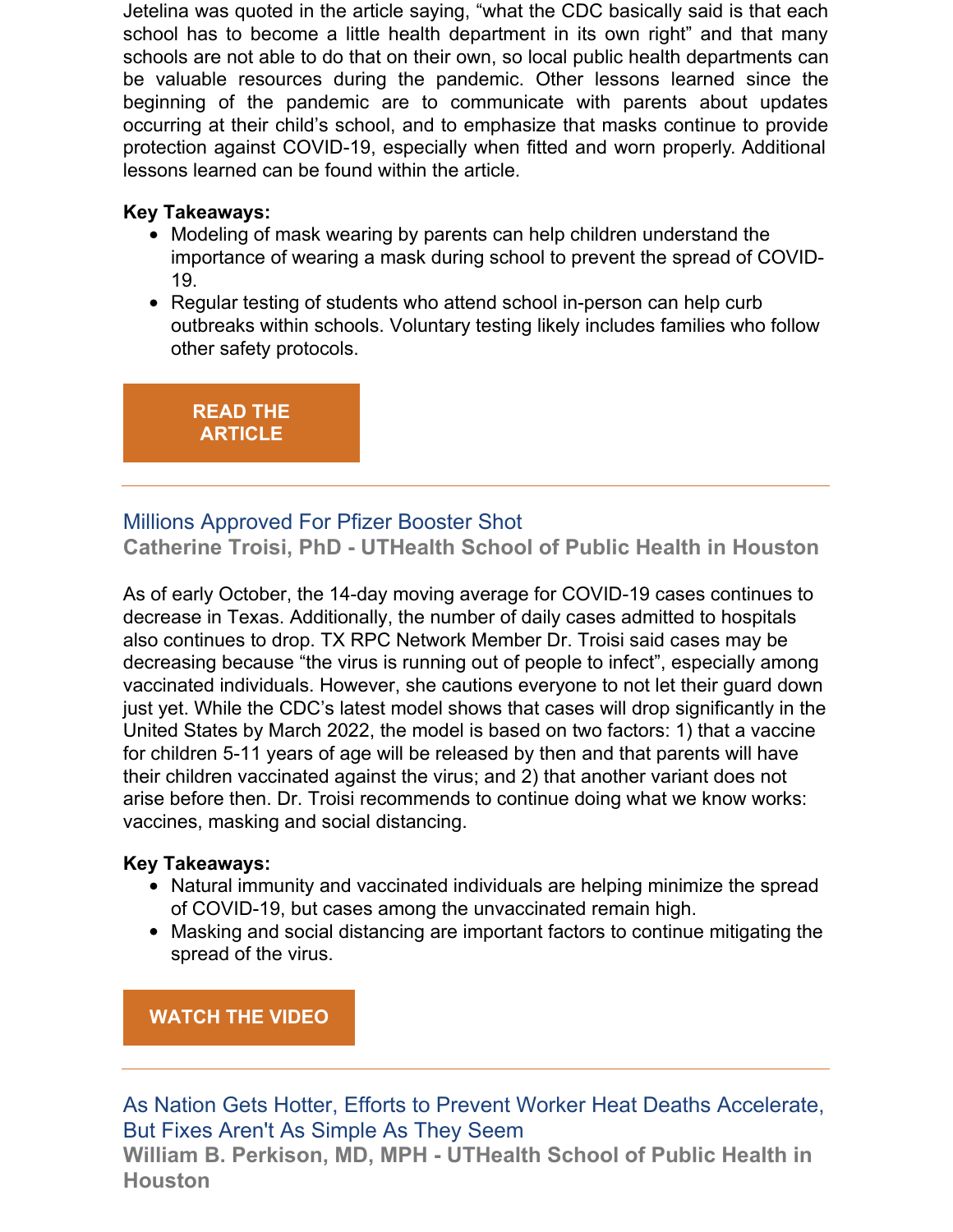Jetelina was quoted in the article saying, "what the CDC basically said is that each school has to become a little health department in its own right" and that many schools are not able to do that on their own, so local public health departments can be valuable resources during the pandemic. Other lessons learned since the beginning of the pandemic are to communicate with parents about updates occurring at their child's school, and to emphasize that masks continue to provide protection against COVID-19, especially when fitted and worn properly. Additional lessons learned can be found within the article.

**Key Takeaways:**

- Modeling of mask wearing by parents can help children understand the importance of wearing a mask during school to prevent the spread of COVID-19.
- Regular testing of students who attend school in-person can help curb outbreaks within schools. Voluntary testing likely includes families who follow other safety protocols.

**READ THE ARTICLE**

---

## Millions Approved For Pfizer Booster Shot

**Catherine Troisi, PhD - UTHealth School of Public Health in Houston**

As of early October, the 14-day moving average for COVID-19 cases continues to decrease in Texas. Additionally, the number of daily cases admitted to hospitals also continues to drop. TX RPC Network Member Dr. Troisi said cases may be decreasing because "the virus is running out of people to infect", especially among vaccinated individuals. However, she cautions everyone to not let their guard down just yet. While the CDC's latest model shows that cases will drop significantly in the United States by March 2022, the model is based on two factors: 1) that a vaccine for children 5-11 years of age will be released by then and that parents will have their children vaccinated against the virus; and 2) that another variant does not arise before then. Dr. Troisi recommends to continue doing what we know works: vaccines, masking and social distancing.

**Key Takeaways:**

- Natural immunity and vaccinated individuals are helping minimize the spread of COVID-19, but cases among the unvaccinated remain high.
- Masking and social distancing are important factors to continue mitigating the spread of the virus.

**WATCH THE VIDEO**

---

## As Nation Gets Hotter, Efforts to Prevent Worker Heat Deaths Accelerate, But Fixes Aren't As Simple As They Seem

**William B. Perkison, MD, MPH - UTHealth School of Public Health in Houston**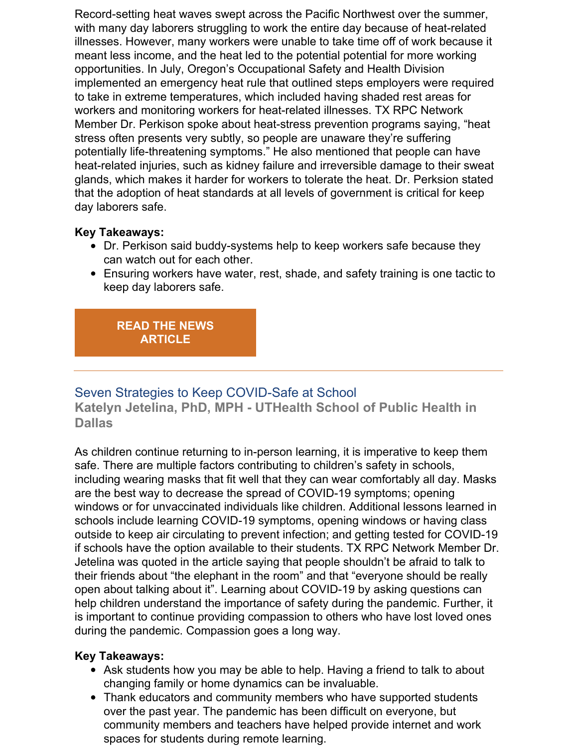Record-setting heat waves swept across the Pacific Northwest over the summer, with many day laborers struggling to work the entire day because of heat-related illnesses. However, many workers were unable to take time off of work because it meant less income, and the heat led to the potential potential for more working opportunities. In July, Oregon's Occupational Safety and Health Division implemented an emergency heat rule that outlined steps employers were required to take in extreme temperatures, which included having shaded rest areas for workers and monitoring workers for heat-related illnesses. TX RPC Network Member Dr. Perkison spoke about heat-stress prevention programs saying, "heat stress often presents very subtly, so people are unaware they're suffering potentially life-threatening symptoms." He also mentioned that people can have heat-related injuries, such as kidney failure and irreversible damage to their sweat glands, which makes it harder for workers to tolerate the heat. Dr. Perksion stated that the adoption of heat standards at all levels of government is critical for keep day laborers safe.

**Key Takeaways:**

- Dr. Perkison said buddy-systems help to keep workers safe because they can watch out for each other.
- Ensuring workers have water, rest, shade, and safety training is one tactic to keep day laborers safe.

**READ THE NEWS ARTICLE**

---

## Seven Strategies to Keep COVID-Safe at School

### Katelyn Jetelina, PhD, MPH - UTHealth School of Public Health in Dallas

As children continue returning to in-person learning, it is imperative to keep them safe. There are multiple factors contributing to children's safety in schools, including wearing masks that fit well that they can wear comfortably all day. Masks are the best way to decrease the spread of COVID-19 symptoms; opening windows or for unvaccinated individuals like children. Additional lessons learned in schools include learning COVID-19 symptoms, opening windows or having class outside to keep air circulating to prevent infection; and getting tested for COVID-19 if schools have the option available to their students. TX RPC Network Member Dr. Jetelina was quoted in the article saying that people shouldn't be afraid to talk to their friends about "the elephant in the room" and that "everyone should be really open about talking about it". Learning about COVID-19 by asking questions can help children understand the importance of safety during the pandemic. Further, it is important to continue providing compassion to others who have lost loved ones during the pandemic. Compassion goes a long way.

**Key Takeaways:**

- Ask students how you may be able to help. Having a friend to talk to about changing family or home dynamics can be invaluable.
- Thank educators and community members who have supported students over the past year. The pandemic has been difficult on everyone, but community members and teachers have helped provide internet and work spaces for students during remote learning.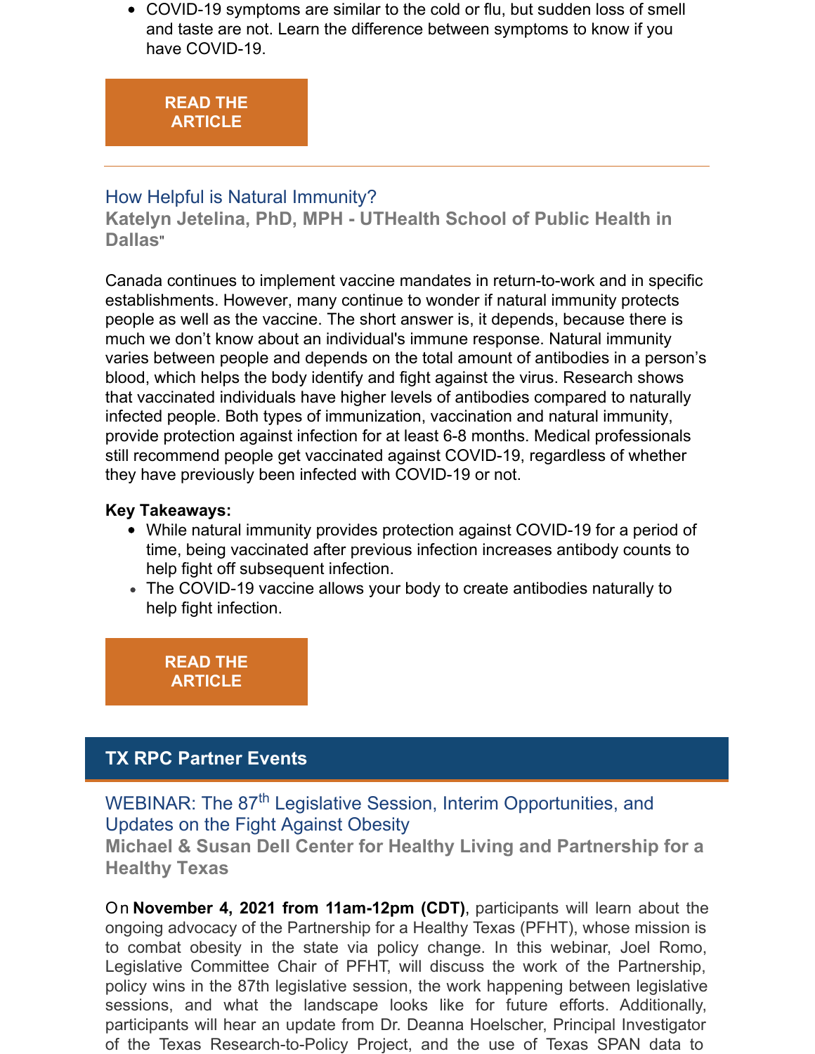- COVID-19 symptoms are similar to the cold or flu, but sudden loss of smell and taste are not. Learn the difference between symptoms to know if you have COVID-19.

READ THE ARTICLE

---

### How Helpful is Natural Immunity?

**Katelyn Jetelina, PhD, MPH - UTHealth School of Public Health in Dallas**"

Canada continues to implement vaccine mandates in return-to-work and in specific establishments. However, many continue to wonder if natural immunity protects people as well as the vaccine. The short answer is, it depends, because there is much we don't know about an individual's immune response. Natural immunity varies between people and depends on the total amount of antibodies in a person's blood, which helps the body identify and fight against the virus. Research shows that vaccinated individuals have higher levels of antibodies compared to naturally infected people. Both types of immunization, vaccination and natural immunity, provide protection against infection for at least 6-8 months. Medical professionals still recommend people get vaccinated against COVID-19, regardless of whether they have previously been infected with COVID-19 or not.

**Key Takeaways:**

- While natural immunity provides protection against COVID-19 for a period of time, being vaccinated after previous infection increases antibody counts to help fight off subsequent infection.
- The COVID-19 vaccine allows your body to create antibodies naturally to help fight infection.

READ THE ARTICLE

## TX RPC Partner Events

### WEBINAR: The 87th Legislative Session, Interim Opportunities, and Updates on the Fight Against Obesity

**Michael & Susan Dell Center for Healthy Living and Partnership for a Healthy Texas**

On **November 4, 2021 from 11am-12pm (CDT)**, participants will learn about the ongoing advocacy of the Partnership for a Healthy Texas (PFHT), whose mission is to combat obesity in the state via policy change. In this webinar, Joel Romo, Legislative Committee Chair of PFHT, will discuss the work of the Partnership, policy wins in the 87th legislative session, the work happening between legislative sessions, and what the landscape looks like for future efforts. Additionally, participants will hear an update from Dr. Deanna Hoelscher, Principal Investigator of the Texas Research-to-Policy Project, and the use of Texas SPAN data to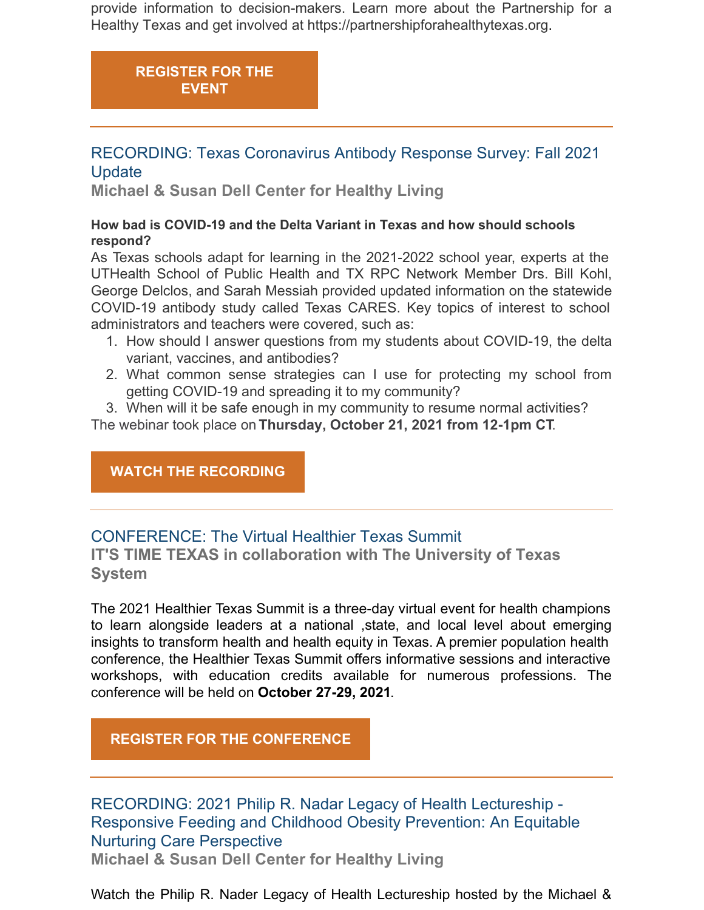provide information to decision-makers. Learn more about the Partnership for a Healthy Texas and get involved at https://partnershipforahealthytexas.org.

**REGISTER FOR THE EVENT**

---

## RECORDING: Texas Coronavirus Antibody Response Survey: Fall 2021 Update

### Michael & Susan Dell Center for Healthy Living

**How bad is COVID-19 and the Delta Variant in Texas and how should schools respond?**

As Texas schools adapt for learning in the 2021-2022 school year, experts at the UTHealth School of Public Health and TX RPC Network Member Drs. Bill Kohl, George Delclos, and Sarah Messiah provided updated information on the statewide COVID-19 antibody study called Texas CARES. Key topics of interest to school administrators and teachers were covered, such as:

1. How should I answer questions from my students about COVID-19, the delta variant, vaccines, and antibodies?
2. What common sense strategies can I use for protecting my school from getting COVID-19 and spreading it to my community?
3. When will it be safe enough in my community to resume normal activities?

The webinar took place on **Thursday, October 21, 2021 from 12-1pm CT**.

**WATCH THE RECORDING**

---

## CONFERENCE: The Virtual Healthier Texas Summit

### IT'S TIME TEXAS in collaboration with The University of Texas System

The 2021 Healthier Texas Summit is a three-day virtual event for health champions to learn alongside leaders at a national ,state, and local level about emerging insights to transform health and health equity in Texas. A premier population health conference, the Healthier Texas Summit offers informative sessions and interactive workshops, with education credits available for numerous professions. The conference will be held on **October 27-29, 2021**.

**REGISTER FOR THE CONFERENCE**

---

## RECORDING: 2021 Philip R. Nadar Legacy of Health Lectureship - Responsive Feeding and Childhood Obesity Prevention: An Equitable Nurturing Care Perspective

### Michael & Susan Dell Center for Healthy Living

Watch the Philip R. Nader Legacy of Health Lectureship hosted by the Michael &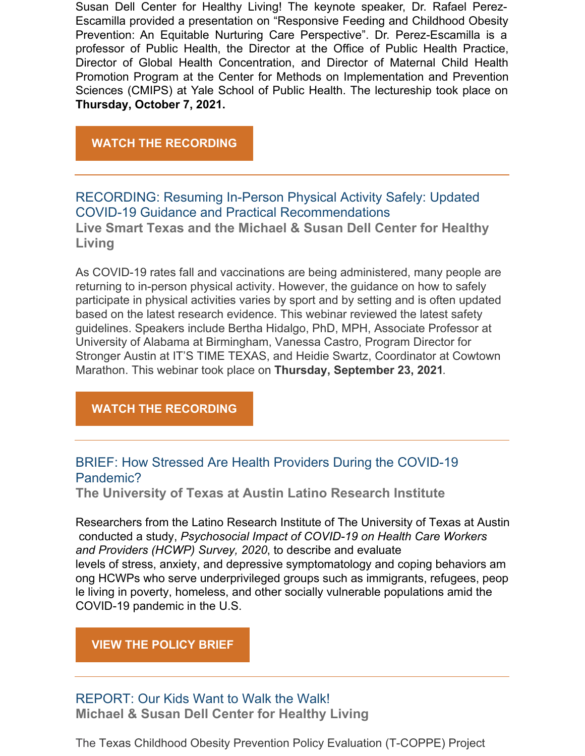Susan Dell Center for Healthy Living! The keynote speaker, Dr. Rafael Perez-Escamilla provided a presentation on "Responsive Feeding and Childhood Obesity Prevention: An Equitable Nurturing Care Perspective". Dr. Perez-Escamilla is a professor of Public Health, the Director at the Office of Public Health Practice, Director of Global Health Concentration, and Director of Maternal Child Health Promotion Program at the Center for Methods on Implementation and Prevention Sciences (CMIPS) at Yale School of Public Health. The lectureship took place on **Thursday, October 7, 2021.**

**WATCH THE RECORDING**

---

### RECORDING: Resuming In-Person Physical Activity Safely: Updated COVID-19 Guidance and Practical Recommendations

**Live Smart Texas and the Michael & Susan Dell Center for Healthy Living**

As COVID-19 rates fall and vaccinations are being administered, many people are returning to in-person physical activity. However, the guidance on how to safely participate in physical activities varies by sport and by setting and is often updated based on the latest research evidence. This webinar reviewed the latest safety guidelines. Speakers include Bertha Hidalgo, PhD, MPH, Associate Professor at University of Alabama at Birmingham, Vanessa Castro, Program Director for Stronger Austin at IT'S TIME TEXAS, and Heidie Swartz, Coordinator at Cowtown Marathon. This webinar took place on **Thursday, September 23, 2021**.

**WATCH THE RECORDING**

---

### BRIEF: How Stressed Are Health Providers During the COVID-19 Pandemic?

**The University of Texas at Austin Latino Research Institute**

Researchers from the Latino Research Institute of The University of Texas at Austin conducted a study, *Psychosocial Impact of COVID-19 on Health Care Workers and Providers (HCWP) Survey, 2020*, to describe and evaluate levels of stress, anxiety, and depressive symptomatology and coping behaviors among HCWPs who serve underprivileged groups such as immigrants, refugees, people living in poverty, homeless, and other socially vulnerable populations amid the COVID-19 pandemic in the U.S.

**VIEW THE POLICY BRIEF**

---

### REPORT: Our Kids Want to Walk the Walk!

**Michael & Susan Dell Center for Healthy Living**

The Texas Childhood Obesity Prevention Policy Evaluation (T-COPPE) Project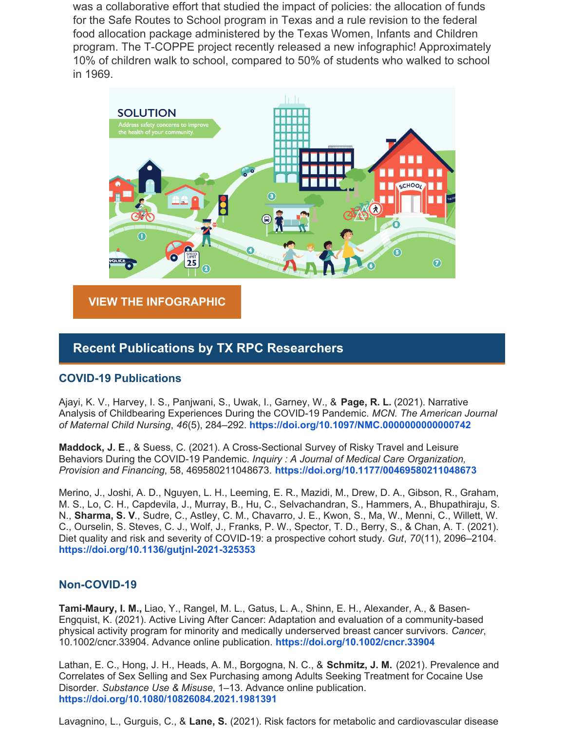was a collaborative effort that studied the impact of policies: the allocation of funds for the Safe Routes to School program in Texas and a rule revision to the federal food allocation package administered by the Texas Women, Infants and Children program. The T-COPPE project recently released a new infographic! Approximately 10% of children walk to school, compared to 50% of students who walked to school in 1969.

**VIEW THE INFOGRAPHIC**

## Recent Publications by TX RPC Researchers

### COVID-19 Publications

Ajayi, K. V., Harvey, I. S., Panjwani, S., Uwak, I., Garney, W., & **Page, R. L.** (2021). Narrative Analysis of Childbearing Experiences During the COVID-19 Pandemic. *MCN. The American Journal of Maternal Child Nursing*, *46*(5), 284–292. **https://doi.org/10.1097/NMC.0000000000000742**

**Maddock, J. E**., & Suess, C. (2021). A Cross-Sectional Survey of Risky Travel and Leisure Behaviors During the COVID-19 Pandemic. *Inquiry : A Journal of Medical Care Organization, Provision and Financing*, 58, 469580211048673. **https://doi.org/10.1177/00469580211048673**

Merino, J., Joshi, A. D., Nguyen, L. H., Leeming, E. R., Mazidi, M., Drew, D. A., Gibson, R., Graham, M. S., Lo, C. H., Capdevila, J., Murray, B., Hu, C., Selvachandran, S., Hammers, A., Bhupathiraju, S. N., **Sharma, S. V**., Sudre, C., Astley, C. M., Chavarro, J. E., Kwon, S., Ma, W., Menni, C., Willett, W. C., Ourselin, S. Steves, C. J., Wolf, J., Franks, P. W., Spector, T. D., Berry, S., & Chan, A. T. (2021). Diet quality and risk and severity of COVID-19: a prospective cohort study. *Gut*, *70*(11), 2096–2104. **https://doi.org/10.1136/gutjnl-2021-325353**

### Non-COVID-19

**Tami-Maury, I. M.,** Liao, Y., Rangel, M. L., Gatus, L. A., Shinn, E. H., Alexander, A., & Basen-Engquist, K. (2021). Active Living After Cancer: Adaptation and evaluation of a community-based physical activity program for minority and medically underserved breast cancer survivors. *Cancer*, 10.1002/cncr.33904. Advance online publication. **https://doi.org/10.1002/cncr.33904**

Lathan, E. C., Hong, J. H., Heads, A. M., Borgogna, N. C., & **Schmitz, J. M.** (2021). Prevalence and Correlates of Sex Selling and Sex Purchasing among Adults Seeking Treatment for Cocaine Use Disorder. *Substance Use & Misuse*, 1–13. Advance online publication. **https://doi.org/10.1080/10826084.2021.1981391**

Lavagnino, L., Gurguis, C., & **Lane, S.** (2021). Risk factors for metabolic and cardiovascular disease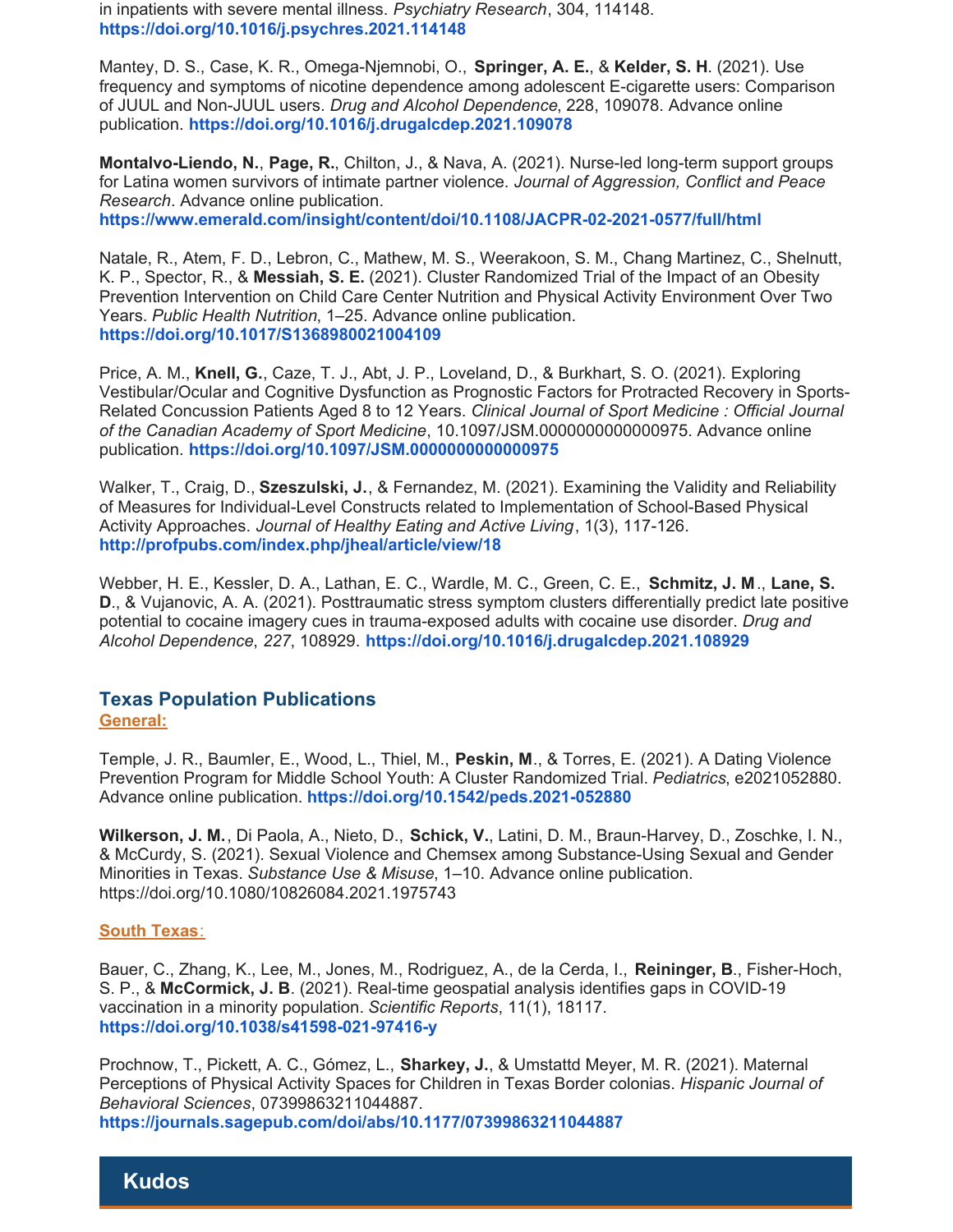in inpatients with severe mental illness. *Psychiatry Research*, 304, 114148. **https://doi.org/10.1016/j.psychres.2021.114148**

Mantey, D. S., Case, K. R., Omega-Njemnobi, O., **Springer, A. E.**, & **Kelder, S. H**. (2021). Use frequency and symptoms of nicotine dependence among adolescent E-cigarette users: Comparison of JUUL and Non-JUUL users. *Drug and Alcohol Dependence*, 228, 109078. Advance online publication. **https://doi.org/10.1016/j.drugalcdep.2021.109078**

**Montalvo-Liendo, N.**, **Page, R.**, Chilton, J., & Nava, A. (2021). Nurse-led long-term support groups for Latina women survivors of intimate partner violence. *Journal of Aggression, Conflict and Peace Research*. Advance online publication. **https://www.emerald.com/insight/content/doi/10.1108/JACPR-02-2021-0577/full/html**

Natale, R., Atem, F. D., Lebron, C., Mathew, M. S., Weerakoon, S. M., Chang Martinez, C., Shelnutt, K. P., Spector, R., & **Messiah, S. E.** (2021). Cluster Randomized Trial of the Impact of an Obesity Prevention Intervention on Child Care Center Nutrition and Physical Activity Environment Over Two Years. *Public Health Nutrition*, 1–25. Advance online publication. **https://doi.org/10.1017/S1368980021004109**

Price, A. M., **Knell, G.**, Caze, T. J., Abt, J. P., Loveland, D., & Burkhart, S. O. (2021). Exploring Vestibular/Ocular and Cognitive Dysfunction as Prognostic Factors for Protracted Recovery in Sports-Related Concussion Patients Aged 8 to 12 Years. *Clinical Journal of Sport Medicine : Official Journal of the Canadian Academy of Sport Medicine*, 10.1097/JSM.0000000000000975. Advance online publication. **https://doi.org/10.1097/JSM.0000000000000975**

Walker, T., Craig, D., **Szeszulski, J.**, & Fernandez, M. (2021). Examining the Validity and Reliability of Measures for Individual-Level Constructs related to Implementation of School-Based Physical Activity Approaches. *Journal of Healthy Eating and Active Living*, 1(3), 117-126. **http://profpubs.com/index.php/jheal/article/view/18**

Webber, H. E., Kessler, D. A., Lathan, E. C., Wardle, M. C., Green, C. E., **Schmitz, J. M**., **Lane, S. D**., & Vujanovic, A. A. (2021). Posttraumatic stress symptom clusters differentially predict late positive potential to cocaine imagery cues in trauma-exposed adults with cocaine use disorder. *Drug and Alcohol Dependence*, *227*, 108929. **https://doi.org/10.1016/j.drugalcdep.2021.108929**

## Texas Population Publications

**General:**

Temple, J. R., Baumler, E., Wood, L., Thiel, M., **Peskin, M**., & Torres, E. (2021). A Dating Violence Prevention Program for Middle School Youth: A Cluster Randomized Trial. *Pediatrics*, e2021052880. Advance online publication. **https://doi.org/10.1542/peds.2021-052880**

**Wilkerson, J. M.**, Di Paola, A., Nieto, D., **Schick, V.**, Latini, D. M., Braun-Harvey, D., Zoschke, I. N., & McCurdy, S. (2021). Sexual Violence and Chemsex among Substance-Using Sexual and Gender Minorities in Texas. *Substance Use & Misuse*, 1–10. Advance online publication. https://doi.org/10.1080/10826084.2021.1975743

**South Texas**:

Bauer, C., Zhang, K., Lee, M., Jones, M., Rodriguez, A., de la Cerda, I., **Reininger, B**., Fisher-Hoch, S. P., & **McCormick, J. B**. (2021). Real-time geospatial analysis identifies gaps in COVID-19 vaccination in a minority population. *Scientific Reports*, 11(1), 18117. **https://doi.org/10.1038/s41598-021-97416-y**

Prochnow, T., Pickett, A. C., Gómez, L., **Sharkey, J.**, & Umstattd Meyer, M. R. (2021). Maternal Perceptions of Physical Activity Spaces for Children in Texas Border colonias. *Hispanic Journal of Behavioral Sciences*, 07399863211044887. **https://journals.sagepub.com/doi/abs/10.1177/07399863211044887**

## Kudos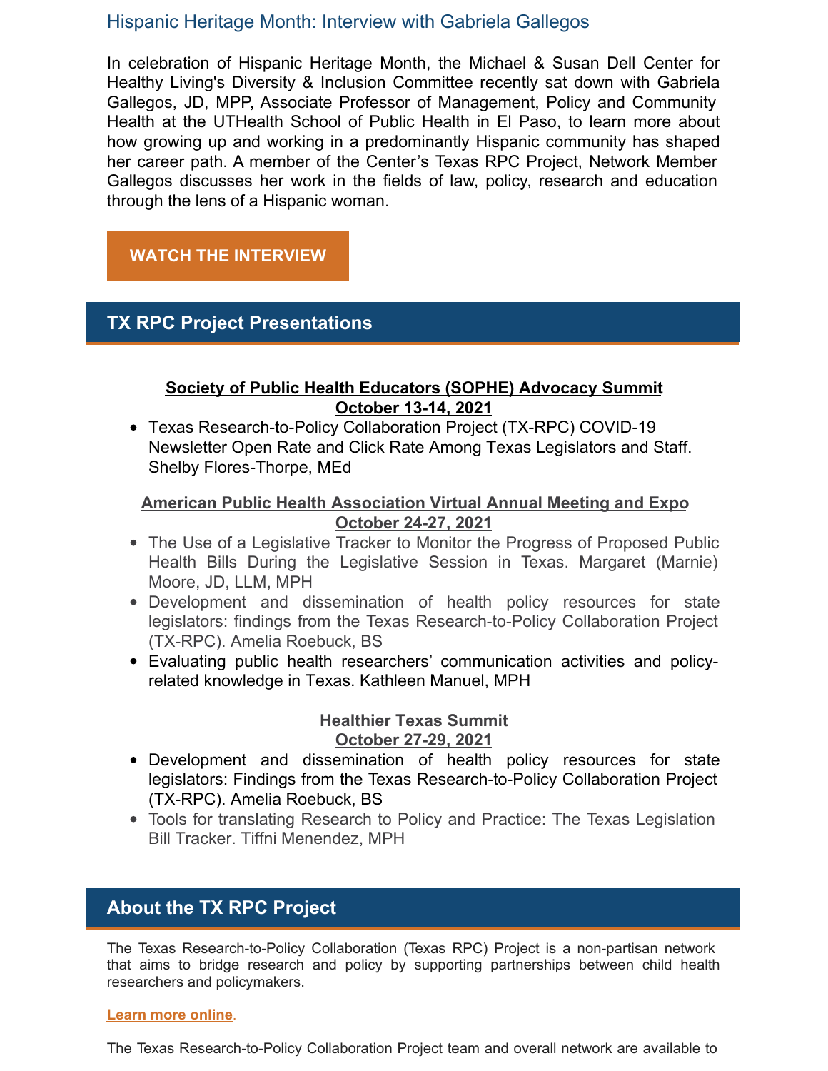## Hispanic Heritage Month: Interview with Gabriela Gallegos

In celebration of Hispanic Heritage Month, the Michael & Susan Dell Center for Healthy Living's Diversity & Inclusion Committee recently sat down with Gabriela Gallegos, JD, MPP, Associate Professor of Management, Policy and Community Health at the UTHealth School of Public Health in El Paso, to learn more about how growing up and working in a predominantly Hispanic community has shaped her career path. A member of the Center's Texas RPC Project, Network Member Gallegos discusses her work in the fields of law, policy, research and education through the lens of a Hispanic woman.

**WATCH THE INTERVIEW**

## TX RPC Project Presentations

**Society of Public Health Educators (SOPHE) Advocacy Summit**
**October 13-14, 2021**

- Texas Research-to-Policy Collaboration Project (TX-RPC) COVID-19 Newsletter Open Rate and Click Rate Among Texas Legislators and Staff. Shelby Flores-Thorpe, MEd

**American Public Health Association Virtual Annual Meeting and Expo**
**October 24-27, 2021**

- The Use of a Legislative Tracker to Monitor the Progress of Proposed Public Health Bills During the Legislative Session in Texas. Margaret (Marnie) Moore, JD, LLM, MPH
- Development and dissemination of health policy resources for state legislators: findings from the Texas Research-to-Policy Collaboration Project (TX-RPC). Amelia Roebuck, BS
- Evaluating public health researchers' communication activities and policy-related knowledge in Texas. Kathleen Manuel, MPH

**Healthier Texas Summit**
**October 27-29, 2021**

- Development and dissemination of health policy resources for state legislators: Findings from the Texas Research-to-Policy Collaboration Project (TX-RPC). Amelia Roebuck, BS
- Tools for translating Research to Policy and Practice: The Texas Legislation Bill Tracker. Tiffni Menendez, MPH

## About the TX RPC Project

The Texas Research-to-Policy Collaboration (Texas RPC) Project is a non-partisan network that aims to bridge research and policy by supporting partnerships between child health researchers and policymakers.

**Learn more online**.

The Texas Research-to-Policy Collaboration Project team and overall network are available to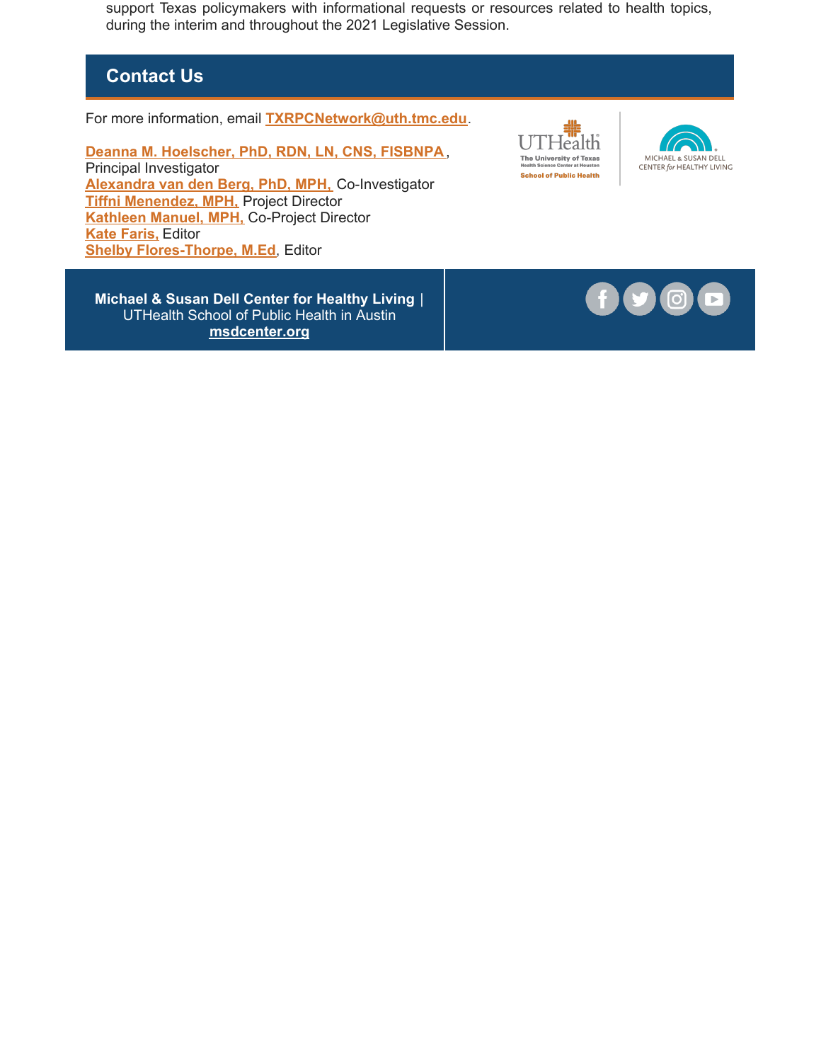support Texas policymakers with informational requests or resources related to health topics, during the interim and throughout the 2021 Legislative Session.

## Contact Us

For more information, email **TXRPCNetwork@uth.tmc.edu**.

**Deanna M. Hoelscher, PhD, RDN, LN, CNS, FISBNPA**, Principal Investigator
**Alexandra van den Berg, PhD, MPH,** Co-Investigator
**Tiffni Menendez, MPH,** Project Director
**Kathleen Manuel, MPH,** Co-Project Director
**Kate Faris,** Editor
**Shelby Flores-Thorpe, M.Ed**, Editor

UTHealth The University of Texas Health Science Center at Houston School of Public Health

MICHAEL & SUSAN DELL CENTER *for* HEALTHY LIVING

**Michael & Susan Dell Center for Healthy Living** | UTHealth School of Public Health in Austin
**msdcenter.org**